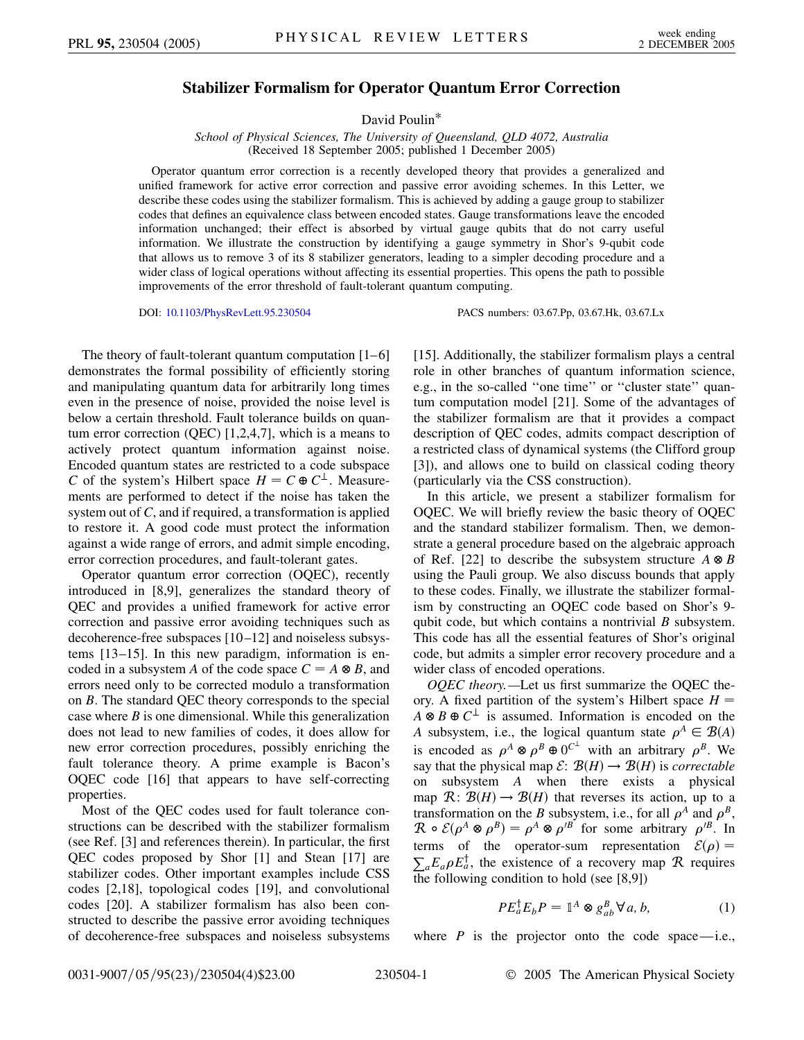# Stabilizer Formalism for Operator Quantum Error Correction

David Poulin*

*School of Physical Sciences, The University of Queensland, QLD 4072, Australia*
(Received 18 September 2005; published 1 December 2005)

Operator quantum error correction is a recently developed theory that provides a generalized and unified framework for active error correction and passive error avoiding schemes. In this Letter, we describe these codes using the stabilizer formalism. This is achieved by adding a gauge group to stabilizer codes that defines an equivalence class between encoded states. Gauge transformations leave the encoded information unchanged; their effect is absorbed by virtual gauge qubits that do not carry useful information. We illustrate the construction by identifying a gauge symmetry in Shor's 9-qubit code that allows us to remove 3 of its 8 stabilizer generators, leading to a simpler decoding procedure and a wider class of logical operations without affecting its essential properties. This opens the path to possible improvements of the error threshold of fault-tolerant quantum computing.

DOI: 10.1103/PhysRevLett.95.230504 PACS numbers: 03.67.Pp, 03.67.Hk, 03.67.Lx

The theory of fault-tolerant quantum computation [1–6] demonstrates the formal possibility of efficiently storing and manipulating quantum data for arbitrarily long times even in the presence of noise, provided the noise level is below a certain threshold. Fault tolerance builds on quantum error correction (QEC) [1,2,4,7], which is a means to actively protect quantum information against noise. Encoded quantum states are restricted to a code subspace $C$ of the system's Hilbert space $H = C \oplus C^\perp$. Measurements are performed to detect if the noise has taken the system out of $C$, and if required, a transformation is applied to restore it. A good code must protect the information against a wide range of errors, and admit simple encoding, error correction procedures, and fault-tolerant gates.

Operator quantum error correction (OQEC), recently introduced in [8,9], generalizes the standard theory of QEC and provides a unified framework for active error correction and passive error avoiding techniques such as decoherence-free subspaces [10–12] and noiseless subsystems [13–15]. In this new paradigm, information is encoded in a subsystem $A$ of the code space $C = A \otimes B$, and errors need only to be corrected modulo a transformation on $B$. The standard QEC theory corresponds to the special case where $B$ is one dimensional. While this generalization does not lead to new families of codes, it does allow for new error correction procedures, possibly enriching the fault tolerance theory. A prime example is Bacon's OQEC code [16] that appears to have self-correcting properties.

Most of the QEC codes used for fault tolerance constructions can be described with the stabilizer formalism (see Ref. [3] and references therein). In particular, the first QEC codes proposed by Shor [1] and Stean [17] are stabilizer codes. Other important examples include CSS codes [2,18], topological codes [19], and convolutional codes [20]. A stabilizer formalism has also been constructed to describe the passive error avoiding techniques of decoherence-free subspaces and noiseless subsystems [15]. Additionally, the stabilizer formalism plays a central role in other branches of quantum information science, e.g., in the so-called "one time" or "cluster state" quantum computation model [21]. Some of the advantages of the stabilizer formalism are that it provides a compact description of QEC codes, admits compact description of a restricted class of dynamical systems (the Clifford group [3]), and allows one to build on classical coding theory (particularly via the CSS construction).

In this article, we present a stabilizer formalism for OQEC. We will briefly review the basic theory of OQEC and the standard stabilizer formalism. Then, we demonstrate a general procedure based on the algebraic approach of Ref. [22] to describe the subsystem structure $A \otimes B$ using the Pauli group. We also discuss bounds that apply to these codes. Finally, we illustrate the stabilizer formalism by constructing an OQEC code based on Shor's 9-qubit code, but which contains a nontrivial $B$ subsystem. This code has all the essential features of Shor's original code, but admits a simpler error recovery procedure and a wider class of encoded operations.

*OQEC theory.*—Let us first summarize the OQEC theory. A fixed partition of the system's Hilbert space $H = A \otimes B \oplus C^\perp$ is assumed. Information is encoded on the $A$ subsystem, i.e., the logical quantum state $\rho^A \in \mathcal{B}(A)$ is encoded as $\rho^A \otimes \rho^B \oplus 0^{C^\perp}$ with an arbitrary $\rho^B$. We say that the physical map $\mathcal{E}$: $\mathcal{B}(H) \to \mathcal{B}(H)$ is *correctable* on subsystem $A$ when there exists a physical map $\mathcal{R}$: $\mathcal{B}(H) \to \mathcal{B}(H)$ that reverses its action, up to a transformation on the $B$ subsystem, i.e., for all $\rho^A$ and $\rho^B$, $\mathcal{R} \circ \mathcal{E}(\rho^A \otimes \rho^B) = \rho^A \otimes \rho'^B$ for some arbitrary $\rho'^B$. In terms of the operator-sum representation $\mathcal{E}(\rho) = \sum_a E_a \rho E_a^\dagger$, the existence of a recovery map $\mathcal{R}$ requires the following condition to hold (see [8,9])

$$PE_a^\dagger E_b P = \mathbb{1}^A \otimes g_{ab}^B \, \forall a, b, \tag{1}$$

where $P$ is the projector onto the code space—i.e.,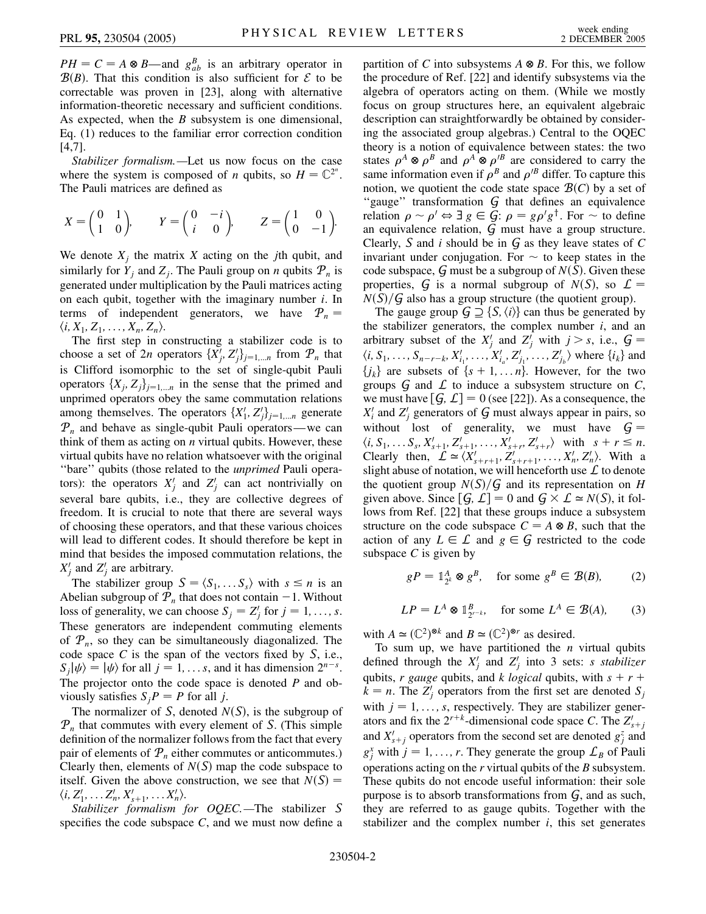$PH = C = A \otimes B$—and $g^B_{ab}$ is an arbitrary operator in $\mathcal{B}(B)$. That this condition is also sufficient for $\mathcal{E}$ to be correctable was proven in [23], along with alternative information-theoretic necessary and sufficient conditions. As expected, when the $B$ subsystem is one dimensional, Eq. (1) reduces to the familiar error correction condition [4,7].

*Stabilizer formalism.*—Let us now focus on the case where the system is composed of $n$ qubits, so $H = \mathbb{C}^{2^n}$. The Pauli matrices are defined as

$$X = \begin{pmatrix} 0 & 1 \\ 1 & 0 \end{pmatrix}, \qquad Y = \begin{pmatrix} 0 & -i \\ i & 0 \end{pmatrix}, \qquad Z = \begin{pmatrix} 1 & 0 \\ 0 & -1 \end{pmatrix}.$$

We denote $X_j$ the matrix $X$ acting on the $j$th qubit, and similarly for $Y_j$ and $Z_j$. The Pauli group on $n$ qubits $\mathcal{P}_n$ is generated under multiplication by the Pauli matrices acting on each qubit, together with the imaginary number $i$. In terms of independent generators, we have $\mathcal{P}_n = \langle i, X_1, Z_1, \ldots, X_n, Z_n \rangle$.

The first step in constructing a stabilizer code is to choose a set of $2n$ operators $\{X'_j, Z'_j\}_{j=1,\ldots n}$ from $\mathcal{P}_n$ that is Clifford isomorphic to the set of single-qubit Pauli operators $\{X_j, Z_j\}_{j=1,\ldots n}$ in the sense that the primed and unprimed operators obey the same commutation relations among themselves. The operators $\{X'_1, Z'_j\}_{j=1,\ldots n}$ generate $\mathcal{P}_n$ and behave as single-qubit Pauli operators—we can think of them as acting on $n$ virtual qubits. However, these virtual qubits have no relation whatsoever with the original "bare" qubits (those related to the *unprimed* Pauli operators): the operators $X'_j$ and $Z'_j$ can act nontrivially on several bare qubits, i.e., they are collective degrees of freedom. It is crucial to note that there are several ways of choosing these operators, and that these various choices will lead to different codes. It should therefore be kept in mind that besides the imposed commutation relations, the $X'_j$ and $Z'_j$ are arbitrary.

The stabilizer group $S = \langle S_1, \ldots S_s \rangle$ with $s \leq n$ is an Abelian subgroup of $\mathcal{P}_n$ that does not contain $-1$. Without loss of generality, we can choose $S_j = Z'_j$ for $j = 1, \ldots, s$. These generators are independent commuting elements of $\mathcal{P}_n$, so they can be simultaneously diagonalized. The code space $C$ is the span of the vectors fixed by $S$, i.e., $S_j|\psi\rangle = |\psi\rangle$ for all $j = 1, \ldots s$, and it has dimension $2^{n-s}$. The projector onto the code space is denoted $P$ and obviously satisfies $S_j P = P$ for all $j$.

The normalizer of $S$, denoted $N(S)$, is the subgroup of $\mathcal{P}_n$ that commutes with every element of $S$. (This simple definition of the normalizer follows from the fact that every pair of elements of $\mathcal{P}_n$ either commutes or anticommutes.) Clearly then, elements of $N(S)$ map the code subspace to itself. Given the above construction, we see that $N(S) = \langle i, Z'_1, \ldots Z'_n, X'_{s+1}, \ldots X'_n \rangle$.

*Stabilizer formalism for OQEC.*—The stabilizer $S$ specifies the code subspace $C$, and we must now define a partition of $C$ into subsystems $A \otimes B$. For this, we follow the procedure of Ref. [22] and identify subsystems via the algebra of operators acting on them. (While we mostly focus on group structures here, an equivalent algebraic description can straightforwardly be obtained by considering the associated group algebras.) Central to the OQEC theory is a notion of equivalence between states: the two states $\rho^A \otimes \rho^B$ and $\rho^A \otimes \rho'^B$ are considered to carry the same information even if $\rho^B$ and $\rho'^B$ differ. To capture this notion, we quotient the code state space $\mathcal{B}(C)$ by a set of "gauge" transformation $\mathcal{G}$ that defines an equivalence relation $\rho \sim \rho' \Leftrightarrow \exists\, g \in \mathcal{G}$: $\rho = g\rho' g^\dagger$. For $\sim$ to define an equivalence relation, $\mathcal{G}$ must have a group structure. Clearly, $S$ and $i$ should be in $\mathcal{G}$ as they leave states of $C$ invariant under conjugation. For $\sim$ to keep states in the code subspace, $\mathcal{G}$ must be a subgroup of $N(S)$. Given these properties, $\mathcal{G}$ is a normal subgroup of $N(S)$, so $\mathcal{L} = N(S)/\mathcal{G}$ also has a group structure (the quotient group).

The gauge group $\mathcal{G} \supseteq \{S, \langle i \rangle\}$ can thus be generated by the stabilizer generators, the complex number $i$, and an arbitrary subset of the $X'_j$ and $Z'_j$ with $j > s$, i.e., $\mathcal{G} = \langle i, S_1, \ldots, S_{n-r-k}, X'_{i_1}, \ldots, X'_{i_a}, Z'_{j_1}, \ldots, Z'_{j_b} \rangle$ where $\{i_k\}$ and $\{j_k\}$ are subsets of $\{s+1, \ldots n\}$. However, for the two groups $\mathcal{G}$ and $\mathcal{L}$ to induce a subsystem structure on $C$, we must have $[\mathcal{G}, \mathcal{L}] = 0$ (see [22]). As a consequence, the $X'_i$ and $Z'_j$ generators of $\mathcal{G}$ must always appear in pairs, so without lost of generality, we must have $\mathcal{G} = \langle i, S_1, \ldots S_s, X'_{s+1}, Z'_{s+1}, \ldots, X'_{s+r}, Z'_{s+r} \rangle$ with $s + r \leq n$. Clearly then, $\mathcal{L} \simeq \langle X'_{s+r+1}, Z'_{s+r+1}, \ldots, X'_n, Z'_n \rangle$. With a slight abuse of notation, we will henceforth use $\mathcal{L}$ to denote the quotient group $N(S)/\mathcal{G}$ and its representation on $H$ given above. Since $[\mathcal{G}, \mathcal{L}] = 0$ and $\mathcal{G} \times \mathcal{L} \simeq N(S)$, it follows from Ref. [22] that these groups induce a subsystem structure on the code subspace $C = A \otimes B$, such that the action of any $L \in \mathcal{L}$ and $g \in \mathcal{G}$ restricted to the code subspace $C$ is given by

$$gP = \mathbb{1}^A_{2^k} \otimes g^B, \quad \text{for some } g^B \in \mathcal{B}(B), \tag{2}$$

$$LP = L^A \otimes \mathbb{1}^B_{2^{r-k}}, \quad \text{for some } L^A \in \mathcal{B}(A), \tag{3}$$

with $A \simeq (\mathbb{C}^2)^{\otimes k}$ and $B \simeq (\mathbb{C}^2)^{\otimes r}$ as desired.

To sum up, we have partitioned the $n$ virtual qubits defined through the $X'_j$ and $Z'_j$ into 3 sets: $s$ *stabilizer* qubits, $r$ *gauge* qubits, and $k$ *logical* qubits, with $s + r + k = n$. The $Z'_j$ operators from the first set are denoted $S_j$ with $j = 1, \ldots, s$, respectively. They are stabilizer generators and fix the $2^{r+k}$-dimensional code space $C$. The $Z'_{s+j}$ and $X'_{s+j}$ operators from the second set are denoted $g^z_j$ and $g^x_j$ with $j = 1, \ldots, r$. They generate the group $\mathcal{L}_B$ of Pauli operations acting on the $r$ virtual qubits of the $B$ subsystem. These qubits do not encode useful information: their sole purpose is to absorb transformations from $\mathcal{G}$, and as such, they are referred to as gauge qubits. Together with the stabilizer and the complex number $i$, this set generates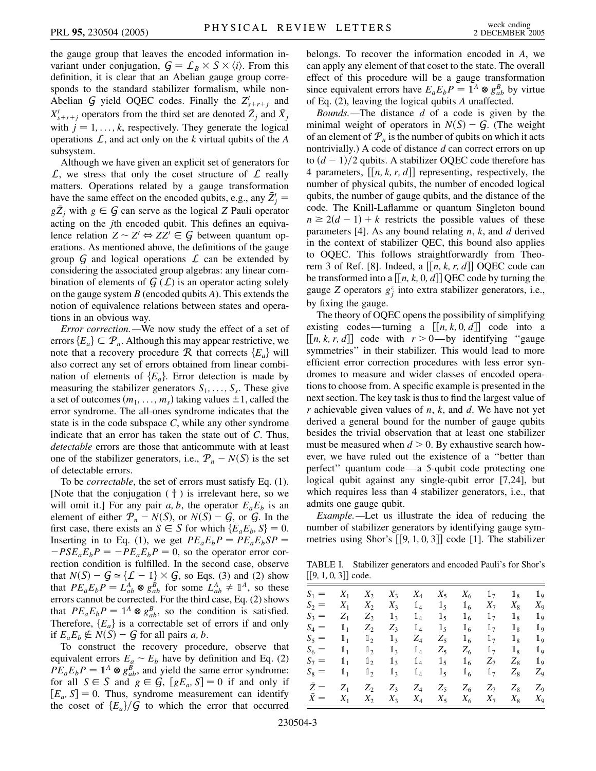the gauge group that leaves the encoded information invariant under conjugation, $\mathcal{G} = \mathcal{L}_B \times \mathcal{S} \times \langle i \rangle$. From this definition, it is clear that an Abelian gauge group corresponds to the standard stabilizer formalism, while non-Abelian $\mathcal{G}$ yield OQEC codes. Finally the $Z'_{s+r+j}$ and $X'_{s+r+j}$ operators from the third set are denoted $\bar{Z}_j$ and $\bar{X}_j$ with $j = 1, \ldots, k$, respectively. They generate the logical operations $\mathcal{L}$, and act only on the $k$ virtual qubits of the $A$ subsystem.

Although we have given an explicit set of generators for $\mathcal{L}$, we stress that only the coset structure of $\mathcal{L}$ really matters. Operations related by a gauge transformation have the same effect on the encoded qubits, e.g., any $\bar{Z}'_j = g\bar{Z}_j$ with $g \in \mathcal{G}$ can serve as the logical $Z$ Pauli operator acting on the $j$th encoded qubit. This defines an equivalence relation $Z \sim Z' \Leftrightarrow ZZ' \in \mathcal{G}$ between quantum operations. As mentioned above, the definitions of the gauge group $\mathcal{G}$ and logical operations $\mathcal{L}$ can be extended by considering the associated group algebras: any linear combination of elements of $\mathcal{G}$ ($\mathcal{L}$) is an operator acting solely on the gauge system $B$ (encoded qubits $A$). This extends the notion of equivalence relations between states and operations in an obvious way.

*Error correction.*—We now study the effect of a set of errors $\{E_a\} \subset \mathcal{P}_n$. Although this may appear restrictive, we note that a recovery procedure $\mathcal{R}$ that corrects $\{E_a\}$ will also correct any set of errors obtained from linear combination of elements of $\{E_a\}$. Error detection is made by measuring the stabilizer generators $S_1, \ldots, S_s$. These give a set of outcomes $(m_1, \ldots, m_s)$ taking values $\pm 1$, called the error syndrome. The all-ones syndrome indicates that the state is in the code subspace $C$, while any other syndrome indicate that an error has taken the state out of $C$. Thus, *detectable* errors are those that anticommute with at least one of the stabilizer generators, i.e., $\mathcal{P}_n - N(\mathcal{S})$ is the set of detectable errors.

To be *correctable*, the set of errors must satisfy Eq. (1). [Note that the conjugation ( $\dagger$ ) is irrelevant here, so we will omit it.] For any pair $a, b$, the operator $E_aE_b$ is an element of either $\mathcal{P}_n - N(\mathcal{S})$, or $N(\mathcal{S}) - \mathcal{G}$, or $\mathcal{G}$. In the first case, there exists an $S \in \mathcal{S}$ for which $\{E_aE_b, S\} = 0$. Inserting in to Eq. (1), we get $PE_aE_bP = PE_aE_bSP = -PSE_aE_bP = -PE_aE_bP = 0$, so the operator error correction condition is fulfilled. In the second case, observe that $N(\mathcal{S}) - \mathcal{G} \simeq \{\mathcal{L} - \mathbb{1}\} \times \mathcal{G}$, so Eqs. (3) and (2) show that $PE_aE_bP = L^A_{ab} \otimes g^B_{ab}$ for some $L^A_{ab} \neq \mathbb{1}^A$, so these errors cannot be corrected. For the third case, Eq. (2) shows that $PE_aE_bP = \mathbb{1}^A \otimes g^B_{ab}$, so the condition is satisfied. Therefore, $\{E_a\}$ is a correctable set of errors if and only if $E_aE_b \notin N(\mathcal{S}) - \mathcal{G}$ for all pairs $a, b$.

To construct the recovery procedure, observe that equivalent errors $E_a \sim E_b$ have by definition and Eq. (2) $PE_aE_bP = \mathbb{1}^A \otimes g^B_{ab}$, and yield the same error syndrome: for all $S \in \mathcal{S}$ and $g \in \mathcal{G}$, $[gE_a, S] = 0$ if and only if $[E_a, S] = 0$. Thus, syndrome measurement can identify the coset of $\{E_a\}/\mathcal{G}$ to which the error that occurred belongs. To recover the information encoded in $A$, we can apply any element of that coset to the state. The overall effect of this procedure will be a gauge transformation since equivalent errors have $E_aE_bP = \mathbb{1}^A \otimes g^B_{ab}$ by virtue of Eq. (2), leaving the logical qubits $A$ unaffected.

*Bounds.*—The distance $d$ of a code is given by the minimal weight of operators in $N(\mathcal{S}) - \mathcal{G}$. (The weight of an element of $\mathcal{P}_n$ is the number of qubits on which it acts nontrivially.) A code of distance $d$ can correct errors on up to $(d-1)/2$ qubits. A stabilizer OQEC code therefore has 4 parameters, $[[n, k, r, d]]$ representing, respectively, the number of physical qubits, the number of encoded logical qubits, the number of gauge qubits, and the distance of the code. The Knill-Laflamme or quantum Singleton bound $n \geq 2(d-1) + k$ restricts the possible values of these parameters [4]. As any bound relating $n$, $k$, and $d$ derived in the context of stabilizer QEC, this bound also applies to OQEC. This follows straightforwardly from Theorem 3 of Ref. [8]. Indeed, a $[[n, k, r, d]]$ OQEC code can be transformed into a $[[n, k, 0, d]]$ QEC code by turning the gauge $Z$ operators $g^z_j$ into extra stabilizer generators, i.e., by fixing the gauge.

The theory of OQEC opens the possibility of simplifying existing codes—turning a $[[n, k, 0, d]]$ code into a $[[n, k, r, d]]$ code with $r > 0$—by identifying "gauge symmetries" in their stabilizer. This would lead to more efficient error correction procedures with less error syndromes to measure and wider classes of encoded operations to choose from. A specific example is presented in the next section. The key task is thus to find the largest value of $r$ achievable given values of $n$, $k$, and $d$. We have not yet derived a general bound for the number of gauge qubits besides the trivial observation that at least one stabilizer must be measured when $d > 0$. By exhaustive search however, we have ruled out the existence of a "better than perfect" quantum code—a 5-qubit code protecting one logical qubit against any single-qubit error [7,24], but which requires less than 4 stabilizer generators, i.e., that admits one gauge qubit.

*Example.*—Let us illustrate the idea of reducing the number of stabilizer generators by identifying gauge symmetries using Shor's $[[9, 1, 0, 3]]$ code [1]. The stabilizer

TABLE I. Stabilizer generators and encoded Pauli's for Shor's $[[9, 1, 0, 3]]$ code.

| | | | | | | | | | |
|---|---|---|---|---|---|---|---|---|---|
| $S_1 =$ | $X_1$ | $X_2$ | $X_3$ | $X_4$ | $X_5$ | $X_6$ | $\mathbb{1}_7$ | $\mathbb{1}_8$ | $\mathbb{1}_9$ |
| $S_2 =$ | $X_1$ | $X_2$ | $X_3$ | $\mathbb{1}_4$ | $\mathbb{1}_5$ | $\mathbb{1}_6$ | $X_7$ | $X_8$ | $X_9$ |
| $S_3 =$ | $Z_1$ | $Z_2$ | $\mathbb{1}_3$ | $\mathbb{1}_4$ | $\mathbb{1}_5$ | $\mathbb{1}_6$ | $\mathbb{1}_7$ | $\mathbb{1}_8$ | $\mathbb{1}_9$ |
| $S_4 =$ | $\mathbb{1}_1$ | $Z_2$ | $Z_3$ | $\mathbb{1}_4$ | $\mathbb{1}_5$ | $\mathbb{1}_6$ | $\mathbb{1}_7$ | $\mathbb{1}_8$ | $\mathbb{1}_9$ |
| $S_5 =$ | $\mathbb{1}_1$ | $\mathbb{1}_2$ | $\mathbb{1}_3$ | $Z_4$ | $Z_5$ | $\mathbb{1}_6$ | $\mathbb{1}_7$ | $\mathbb{1}_8$ | $\mathbb{1}_9$ |
| $S_6 =$ | $\mathbb{1}_1$ | $\mathbb{1}_2$ | $\mathbb{1}_3$ | $\mathbb{1}_4$ | $Z_5$ | $Z_6$ | $\mathbb{1}_7$ | $\mathbb{1}_8$ | $\mathbb{1}_9$ |
| $S_7 =$ | $\mathbb{1}_1$ | $\mathbb{1}_2$ | $\mathbb{1}_3$ | $\mathbb{1}_4$ | $\mathbb{1}_5$ | $\mathbb{1}_6$ | $Z_7$ | $Z_8$ | $\mathbb{1}_9$ |
| $S_8 =$ | $\mathbb{1}_1$ | $\mathbb{1}_2$ | $\mathbb{1}_3$ | $\mathbb{1}_4$ | $\mathbb{1}_5$ | $\mathbb{1}_6$ | $\mathbb{1}_7$ | $Z_8$ | $Z_9$ |
| $\bar{Z} =$ | $Z_1$ | $Z_2$ | $Z_3$ | $Z_4$ | $Z_5$ | $Z_6$ | $Z_7$ | $Z_8$ | $Z_9$ |
| $\bar{X} =$ | $X_1$ | $X_2$ | $X_3$ | $X_4$ | $X_5$ | $X_6$ | $X_7$ | $X_8$ | $X_9$ |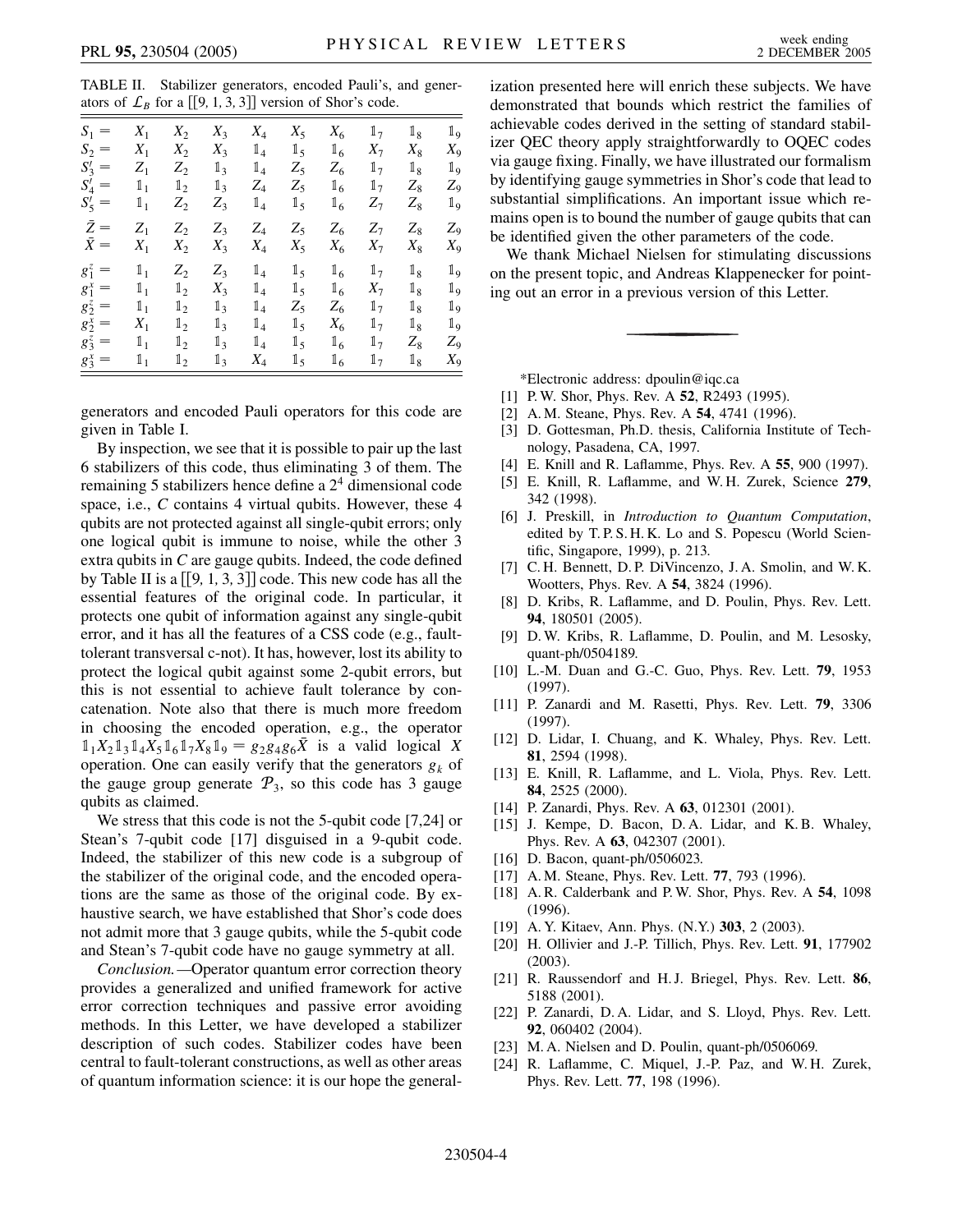TABLE II. Stabilizer generators, encoded Pauli's, and generators of $\mathcal{L}_B$ for a [[9, 1, 3, 3]] version of Shor's code.

| | | | | | | | | | |
|---|---|---|---|---|---|---|---|---|---|
| $S_1 =$ | $X_1$ | $X_2$ | $X_3$ | $X_4$ | $X_5$ | $X_6$ | $\mathbb{1}_7$ | $\mathbb{1}_8$ | $\mathbb{1}_9$ |
| $S_2 =$ | $X_1$ | $X_2$ | $X_3$ | $\mathbb{1}_4$ | $\mathbb{1}_5$ | $\mathbb{1}_6$ | $X_7$ | $X_8$ | $X_9$ |
| $S_3' =$ | $Z_1$ | $Z_2$ | $\mathbb{1}_3$ | $\mathbb{1}_4$ | $Z_5$ | $Z_6$ | $\mathbb{1}_7$ | $\mathbb{1}_8$ | $\mathbb{1}_9$ |
| $S_4' =$ | $\mathbb{1}_1$ | $\mathbb{1}_2$ | $\mathbb{1}_3$ | $Z_4$ | $Z_5$ | $\mathbb{1}_6$ | $\mathbb{1}_7$ | $Z_8$ | $Z_9$ |
| $S_5' =$ | $\mathbb{1}_1$ | $Z_2$ | $Z_3$ | $\mathbb{1}_4$ | $\mathbb{1}_5$ | $\mathbb{1}_6$ | $Z_7$ | $Z_8$ | $\mathbb{1}_9$ |
| $\bar{Z} =$ | $Z_1$ | $Z_2$ | $Z_3$ | $Z_4$ | $Z_5$ | $Z_6$ | $Z_7$ | $Z_8$ | $Z_9$ |
| $\bar{X} =$ | $X_1$ | $X_2$ | $X_3$ | $X_4$ | $X_5$ | $X_6$ | $X_7$ | $X_8$ | $X_9$ |
| $g_1^z =$ | $\mathbb{1}_1$ | $Z_2$ | $Z_3$ | $\mathbb{1}_4$ | $\mathbb{1}_5$ | $\mathbb{1}_6$ | $\mathbb{1}_7$ | $\mathbb{1}_8$ | $\mathbb{1}_9$ |
| $g_1^x =$ | $\mathbb{1}_1$ | $\mathbb{1}_2$ | $X_3$ | $\mathbb{1}_4$ | $\mathbb{1}_5$ | $\mathbb{1}_6$ | $X_7$ | $\mathbb{1}_8$ | $\mathbb{1}_9$ |
| $g_2^z =$ | $\mathbb{1}_1$ | $\mathbb{1}_2$ | $\mathbb{1}_3$ | $\mathbb{1}_4$ | $Z_5$ | $Z_6$ | $\mathbb{1}_7$ | $\mathbb{1}_8$ | $\mathbb{1}_9$ |
| $g_2^x =$ | $X_1$ | $\mathbb{1}_2$ | $\mathbb{1}_3$ | $\mathbb{1}_4$ | $\mathbb{1}_5$ | $X_6$ | $\mathbb{1}_7$ | $\mathbb{1}_8$ | $\mathbb{1}_9$ |
| $g_3^z =$ | $\mathbb{1}_1$ | $\mathbb{1}_2$ | $\mathbb{1}_3$ | $\mathbb{1}_4$ | $\mathbb{1}_5$ | $\mathbb{1}_6$ | $\mathbb{1}_7$ | $Z_8$ | $Z_9$ |
| $g_3^x =$ | $\mathbb{1}_1$ | $\mathbb{1}_2$ | $\mathbb{1}_3$ | $X_4$ | $\mathbb{1}_5$ | $\mathbb{1}_6$ | $\mathbb{1}_7$ | $\mathbb{1}_8$ | $X_9$ |

generators and encoded Pauli operators for this code are given in Table I.

By inspection, we see that it is possible to pair up the last 6 stabilizers of this code, thus eliminating 3 of them. The remaining 5 stabilizers hence define a $2^4$ dimensional code space, i.e., $C$ contains 4 virtual qubits. However, these 4 qubits are not protected against all single-qubit errors; only one logical qubit is immune to noise, while the other 3 extra qubits in $C$ are gauge qubits. Indeed, the code defined by Table II is a [[9, 1, 3, 3]] code. This new code has all the essential features of the original code. In particular, it protects one qubit of information against any single-qubit error, and it has all the features of a CSS code (e.g., fault-tolerant transversal c-not). It has, however, lost its ability to protect the logical qubit against some 2-qubit errors, but this is not essential to achieve fault tolerance by concatenation. Note also that there is much more freedom in choosing the encoded operation, e.g., the operator $\mathbb{1}_1 X_2 \mathbb{1}_3 \mathbb{1}_4 X_5 \mathbb{1}_6 \mathbb{1}_7 X_8 \mathbb{1}_9 = g_2 g_4 g_6 \bar{X}$ is a valid logical $X$ operation. One can easily verify that the generators $g_k$ of the gauge group generate $\mathcal{P}_3$, so this code has 3 gauge qubits as claimed.

We stress that this code is not the 5-qubit code [7,24] or Stean's 7-qubit code [17] disguised in a 9-qubit code. Indeed, the stabilizer of this new code is a subgroup of the stabilizer of the original code, and the encoded operations are the same as those of the original code. By exhaustive search, we have established that Shor's code does not admit more that 3 gauge qubits, while the 5-qubit code and Stean's 7-qubit code have no gauge symmetry at all.

*Conclusion.*—Operator quantum error correction theory provides a generalized and unified framework for active error correction techniques and passive error avoiding methods. In this Letter, we have developed a stabilizer description of such codes. Stabilizer codes have been central to fault-tolerant constructions, as well as other areas of quantum information science: it is our hope the generalization presented here will enrich these subjects. We have demonstrated that bounds which restrict the families of achievable codes derived in the setting of standard stabilizer QEC theory apply straightforwardly to OQEC codes via gauge fixing. Finally, we have illustrated our formalism by identifying gauge symmetries in Shor's code that lead to substantial simplifications. An important issue which remains open is to bound the number of gauge qubits that can be identified given the other parameters of the code.

We thank Michael Nielsen for stimulating discussions on the present topic, and Andreas Klappenecker for pointing out an error in a previous version of this Letter.

*Electronic address: dpoulin@iqc.ca

[1] P. W. Shor, Phys. Rev. A **52**, R2493 (1995).
[2] A. M. Steane, Phys. Rev. A **54**, 4741 (1996).
[3] D. Gottesman, Ph.D. thesis, California Institute of Technology, Pasadena, CA, 1997.
[4] E. Knill and R. Laflamme, Phys. Rev. A **55**, 900 (1997).
[5] E. Knill, R. Laflamme, and W. H. Zurek, Science **279**, 342 (1998).
[6] J. Preskill, in *Introduction to Quantum Computation*, edited by T. P. S. H. K. Lo and S. Popescu (World Scientific, Singapore, 1999), p. 213.
[7] C. H. Bennett, D. P. DiVincenzo, J. A. Smolin, and W. K. Wootters, Phys. Rev. A **54**, 3824 (1996).
[8] D. Kribs, R. Laflamme, and D. Poulin, Phys. Rev. Lett. **94**, 180501 (2005).
[9] D. W. Kribs, R. Laflamme, D. Poulin, and M. Lesosky, quant-ph/0504189.
[10] L.-M. Duan and G.-C. Guo, Phys. Rev. Lett. **79**, 1953 (1997).
[11] P. Zanardi and M. Rasetti, Phys. Rev. Lett. **79**, 3306 (1997).
[12] D. Lidar, I. Chuang, and K. Whaley, Phys. Rev. Lett. **81**, 2594 (1998).
[13] E. Knill, R. Laflamme, and L. Viola, Phys. Rev. Lett. **84**, 2525 (2000).
[14] P. Zanardi, Phys. Rev. A **63**, 012301 (2001).
[15] J. Kempe, D. Bacon, D. A. Lidar, and K. B. Whaley, Phys. Rev. A **63**, 042307 (2001).
[16] D. Bacon, quant-ph/0506023.
[17] A. M. Steane, Phys. Rev. Lett. **77**, 793 (1996).
[18] A. R. Calderbank and P. W. Shor, Phys. Rev. A **54**, 1098 (1996).
[19] A. Y. Kitaev, Ann. Phys. (N.Y.) **303**, 2 (2003).
[20] H. Ollivier and J.-P. Tillich, Phys. Rev. Lett. **91**, 177902 (2003).
[21] R. Raussendorf and H. J. Briegel, Phys. Rev. Lett. **86**, 5188 (2001).
[22] P. Zanardi, D. A. Lidar, and S. Lloyd, Phys. Rev. Lett. **92**, 060402 (2004).
[23] M. A. Nielsen and D. Poulin, quant-ph/0506069.
[24] R. Laflamme, C. Miquel, J.-P. Paz, and W. H. Zurek, Phys. Rev. Lett. **77**, 198 (1996).